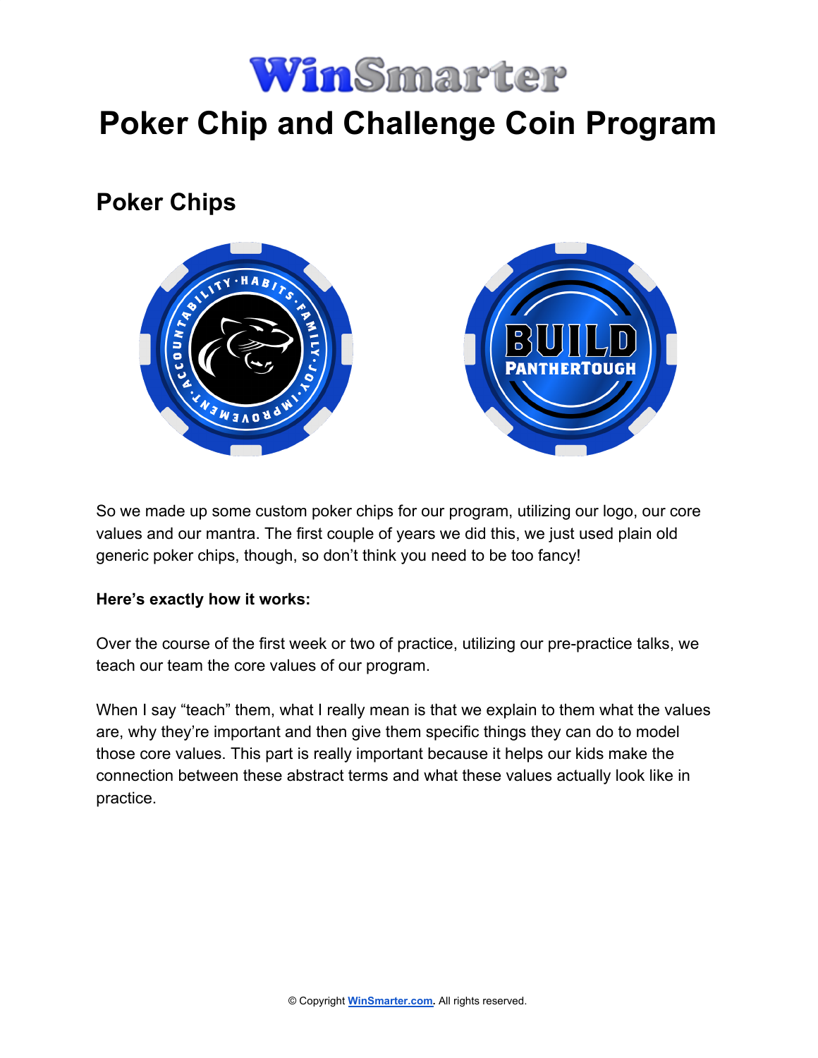# WinSmarter

# Poker Chip and Challenge Coin Program

## Poker Chips

So we made up some custom poker chips for our program, utilizing our logo, our core values and our mantra. The first couple of years we did this, we just used plain old generic poker chips, though, so don't think you need to be too fancy!

**Here's exactly how it works:**

Over the course of the first week or two of practice, utilizing our pre-practice talks, we teach our team the core values of our program.

When I say "teach" them, what I really mean is that we explain to them what the values are, why they're important and then give them specific things they can do to model those core values. This part is really important because it helps our kids make the connection between these abstract terms and what these values actually look like in practice.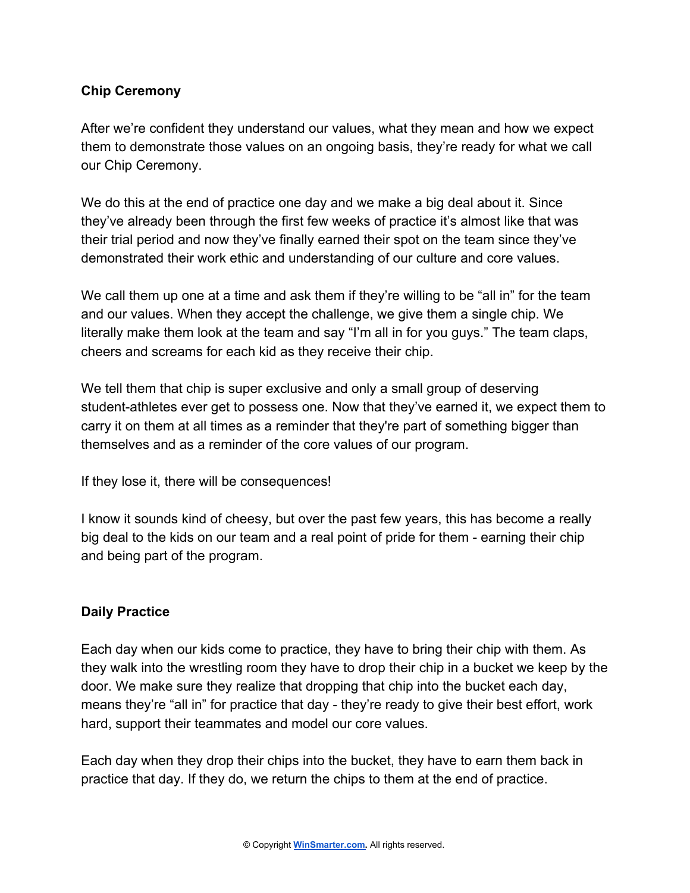**Chip Ceremony**

After we're confident they understand our values, what they mean and how we expect them to demonstrate those values on an ongoing basis, they're ready for what we call our Chip Ceremony.

We do this at the end of practice one day and we make a big deal about it. Since they've already been through the first few weeks of practice it's almost like that was their trial period and now they've finally earned their spot on the team since they've demonstrated their work ethic and understanding of our culture and core values.

We call them up one at a time and ask them if they're willing to be "all in" for the team and our values. When they accept the challenge, we give them a single chip. We literally make them look at the team and say "I'm all in for you guys." The team claps, cheers and screams for each kid as they receive their chip.

We tell them that chip is super exclusive and only a small group of deserving student-athletes ever get to possess one. Now that they've earned it, we expect them to carry it on them at all times as a reminder that they're part of something bigger than themselves and as a reminder of the core values of our program.

If they lose it, there will be consequences!

I know it sounds kind of cheesy, but over the past few years, this has become a really big deal to the kids on our team and a real point of pride for them - earning their chip and being part of the program.

**Daily Practice**

Each day when our kids come to practice, they have to bring their chip with them. As they walk into the wrestling room they have to drop their chip in a bucket we keep by the door. We make sure they realize that dropping that chip into the bucket each day, means they're "all in" for practice that day - they're ready to give their best effort, work hard, support their teammates and model our core values.

Each day when they drop their chips into the bucket, they have to earn them back in practice that day. If they do, we return the chips to them at the end of practice.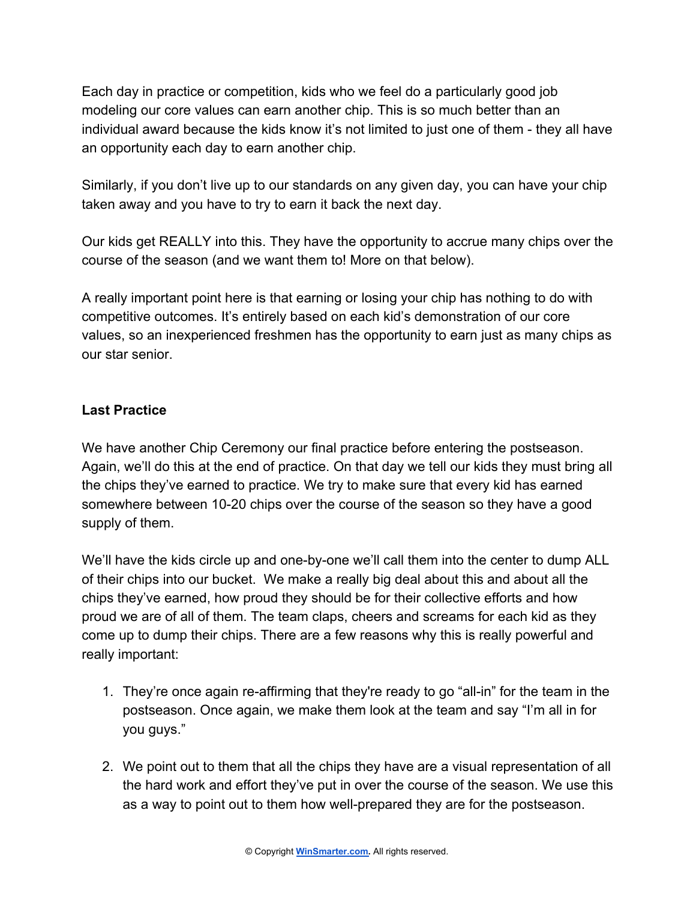Each day in practice or competition, kids who we feel do a particularly good job modeling our core values can earn another chip. This is so much better than an individual award because the kids know it's not limited to just one of them - they all have an opportunity each day to earn another chip.

Similarly, if you don't live up to our standards on any given day, you can have your chip taken away and you have to try to earn it back the next day.

Our kids get REALLY into this. They have the opportunity to accrue many chips over the course of the season (and we want them to! More on that below).

A really important point here is that earning or losing your chip has nothing to do with competitive outcomes. It's entirely based on each kid's demonstration of our core values, so an inexperienced freshmen has the opportunity to earn just as many chips as our star senior.

**Last Practice**

We have another Chip Ceremony our final practice before entering the postseason. Again, we'll do this at the end of practice. On that day we tell our kids they must bring all the chips they've earned to practice. We try to make sure that every kid has earned somewhere between 10-20 chips over the course of the season so they have a good supply of them.

We'll have the kids circle up and one-by-one we'll call them into the center to dump ALL of their chips into our bucket. We make a really big deal about this and about all the chips they've earned, how proud they should be for their collective efforts and how proud we are of all of them. The team claps, cheers and screams for each kid as they come up to dump their chips. There are a few reasons why this is really powerful and really important:

1. They're once again re-affirming that they're ready to go "all-in" for the team in the postseason. Once again, we make them look at the team and say "I'm all in for you guys."

2. We point out to them that all the chips they have are a visual representation of all the hard work and effort they've put in over the course of the season. We use this as a way to point out to them how well-prepared they are for the postseason.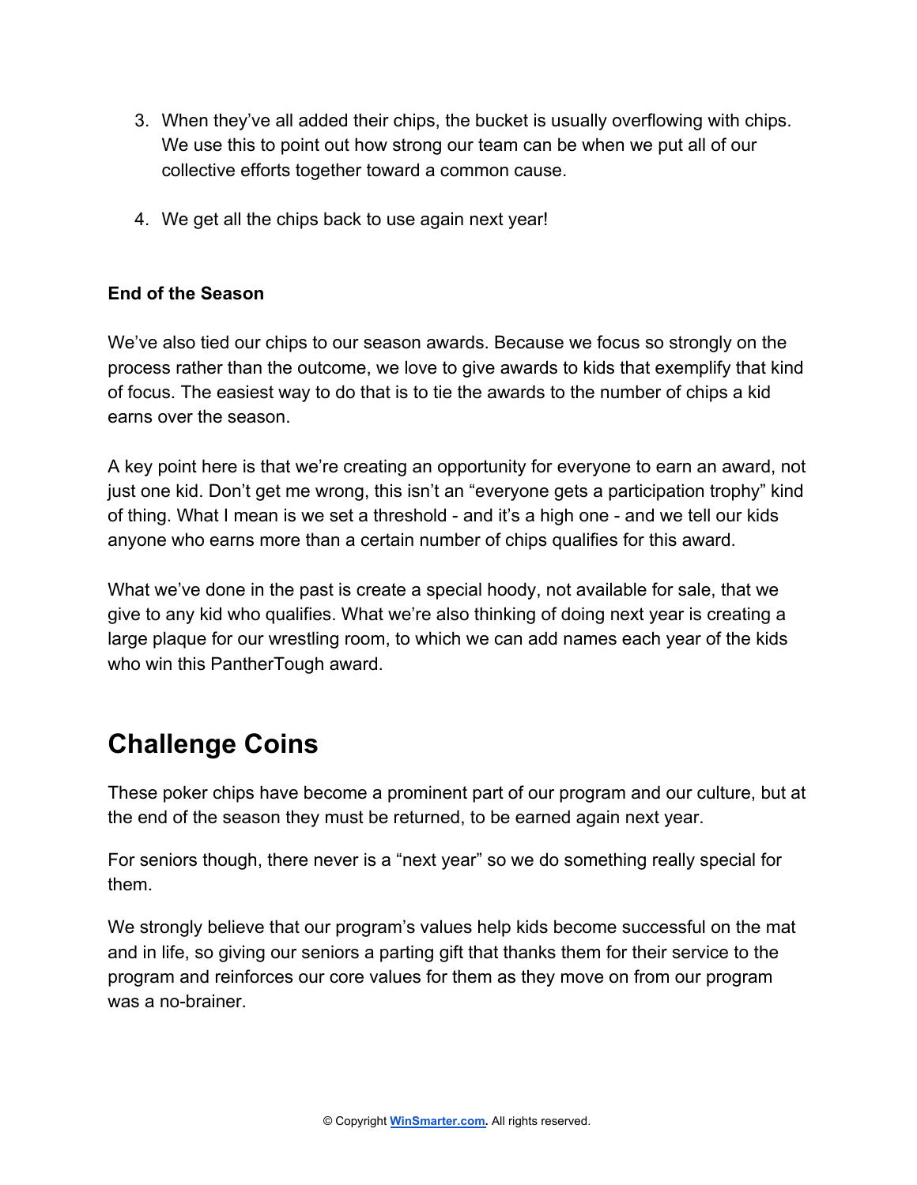3. When they've all added their chips, the bucket is usually overflowing with chips. We use this to point out how strong our team can be when we put all of our collective efforts together toward a common cause.

4. We get all the chips back to use again next year!

**End of the Season**

We've also tied our chips to our season awards. Because we focus so strongly on the process rather than the outcome, we love to give awards to kids that exemplify that kind of focus. The easiest way to do that is to tie the awards to the number of chips a kid earns over the season.

A key point here is that we're creating an opportunity for everyone to earn an award, not just one kid. Don't get me wrong, this isn't an "everyone gets a participation trophy" kind of thing. What I mean is we set a threshold - and it's a high one - and we tell our kids anyone who earns more than a certain number of chips qualifies for this award.

What we've done in the past is create a special hoody, not available for sale, that we give to any kid who qualifies. What we're also thinking of doing next year is creating a large plaque for our wrestling room, to which we can add names each year of the kids who win this PantherTough award.

## Challenge Coins

These poker chips have become a prominent part of our program and our culture, but at the end of the season they must be returned, to be earned again next year.

For seniors though, there never is a "next year" so we do something really special for them.

We strongly believe that our program's values help kids become successful on the mat and in life, so giving our seniors a parting gift that thanks them for their service to the program and reinforces our core values for them as they move on from our program was a no-brainer.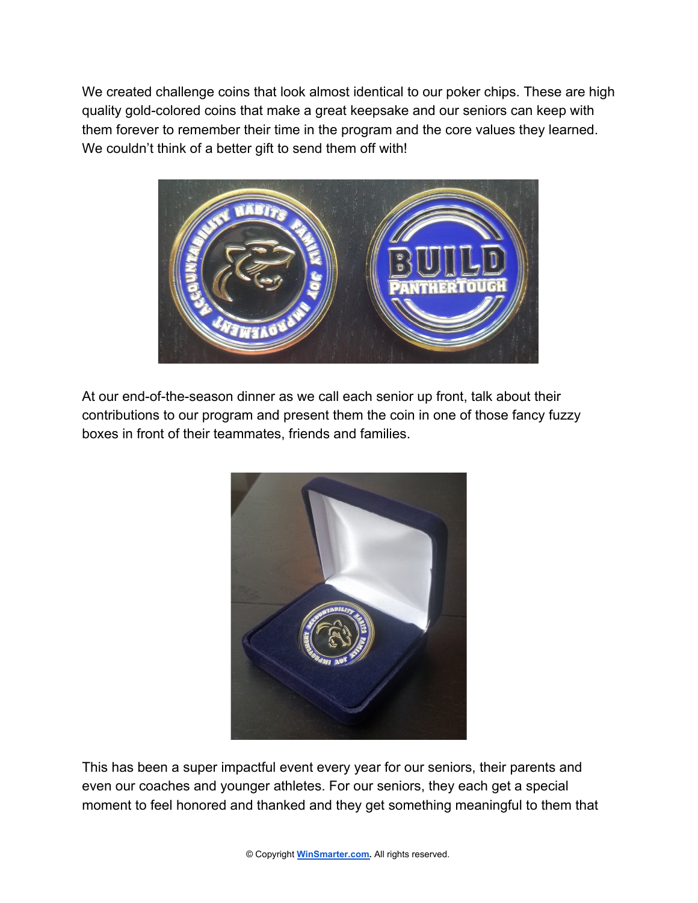We created challenge coins that look almost identical to our poker chips. These are high quality gold-colored coins that make a great keepsake and our seniors can keep with them forever to remember their time in the program and the core values they learned. We couldn't think of a better gift to send them off with!

At our end-of-the-season dinner as we call each senior up front, talk about their contributions to our program and present them the coin in one of those fancy fuzzy boxes in front of their teammates, friends and families.

This has been a super impactful event every year for our seniors, their parents and even our coaches and younger athletes. For our seniors, they each get a special moment to feel honored and thanked and they get something meaningful to them that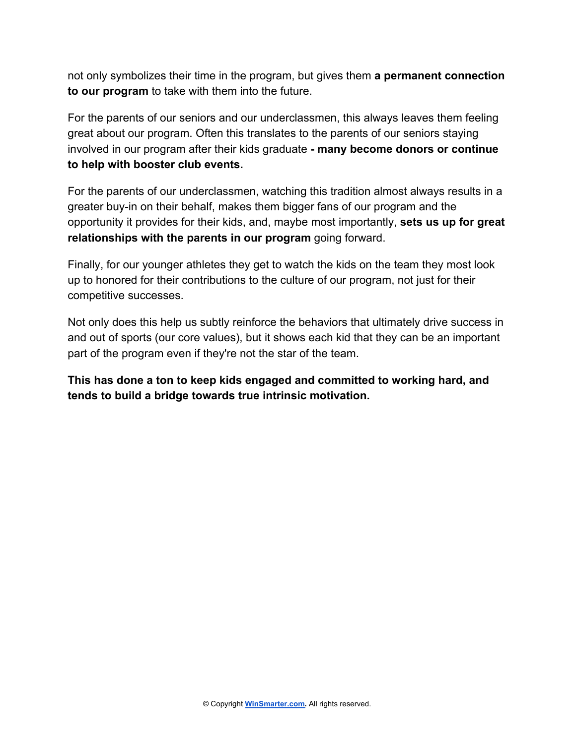not only symbolizes their time in the program, but gives them **a permanent connection to our program** to take with them into the future.

For the parents of our seniors and our underclassmen, this always leaves them feeling great about our program. Often this translates to the parents of our seniors staying involved in our program after their kids graduate **- many become donors or continue to help with booster club events.**

For the parents of our underclassmen, watching this tradition almost always results in a greater buy-in on their behalf, makes them bigger fans of our program and the opportunity it provides for their kids, and, maybe most importantly, **sets us up for great relationships with the parents in our program** going forward.

Finally, for our younger athletes they get to watch the kids on the team they most look up to honored for their contributions to the culture of our program, not just for their competitive successes.

Not only does this help us subtly reinforce the behaviors that ultimately drive success in and out of sports (our core values), but it shows each kid that they can be an important part of the program even if they're not the star of the team.

**This has done a ton to keep kids engaged and committed to working hard, and tends to build a bridge towards true intrinsic motivation.**